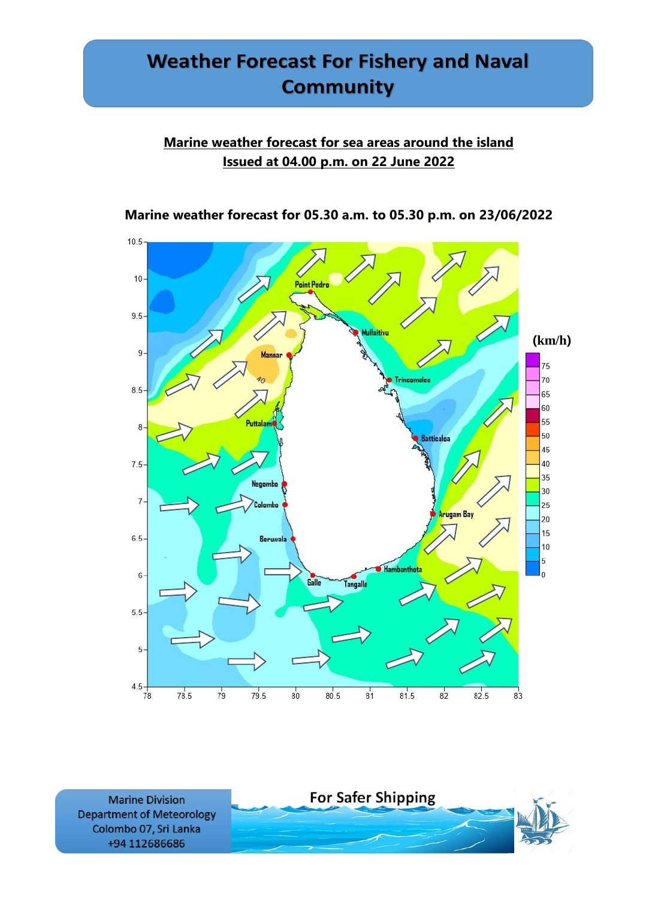# Weather Forecast For Fishery and Naval Community

**Marine weather forecast for sea areas around the island**
**Issued at 04.00 p.m. on 22 June 2022**

**Marine weather forecast for 05.30 a.m. to 05.30 p.m. on 23/06/2022**

10.5
10
9.5
9
8.5
8
7.5
7
6.5
6
5.5
5
4.5

78 78.5 79 79.5 80 80.5 81 81.5 82 82.5 83

Point Pedro
Mullaitivu
Mannar
40
Trincomalee
Puttalam
Batticaloa
Negombo
Colombo
Arugam Bay
Beruwala
Hambanthota
Galle
Tangalle

(km/h)

75
70
65
60
55
50
45
40
35
30
25
20
15
10
5
0

Marine Division
Department of Meteorology
Colombo 07, Sri Lanka
+94 112686686

For Safer Shipping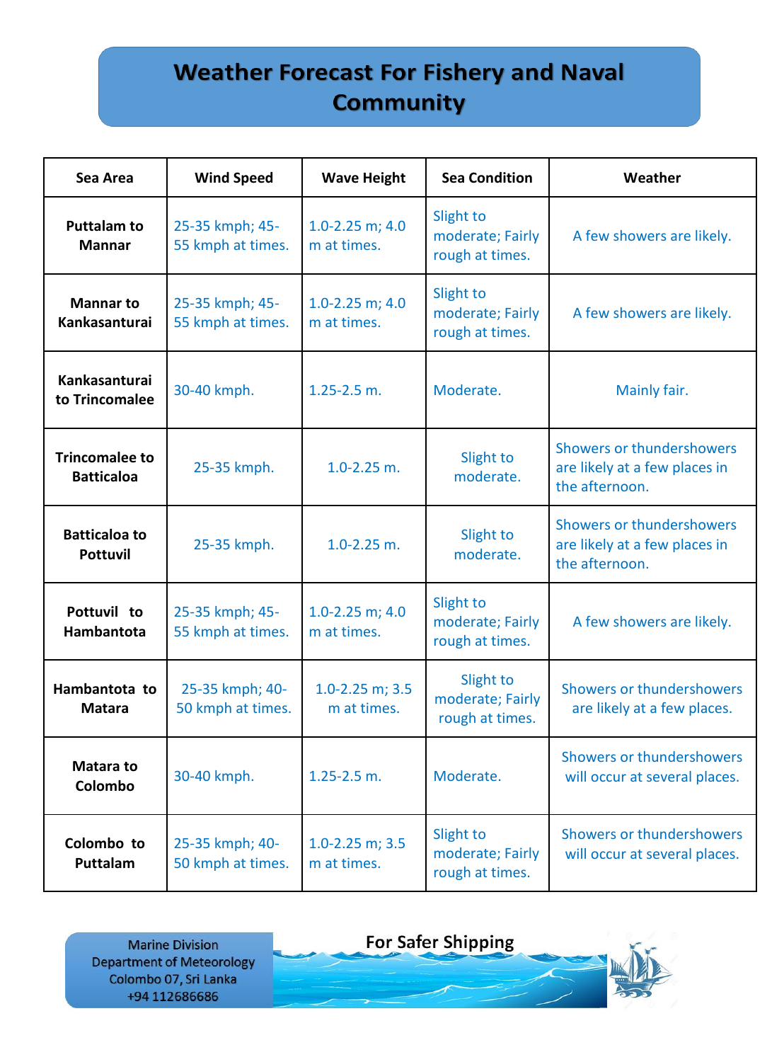# Weather Forecast For Fishery and Naval Community

| Sea Area | Wind Speed | Wave Height | Sea Condition | Weather |
|---|---|---|---|---|
| Puttalam to Mannar | 25-35 kmph; 45-55 kmph at times. | 1.0-2.25 m; 4.0 m at times. | Slight to moderate; Fairly rough at times. | A few showers are likely. |
| Mannar to Kankasanturai | 25-35 kmph; 45-55 kmph at times. | 1.0-2.25 m; 4.0 m at times. | Slight to moderate; Fairly rough at times. | A few showers are likely. |
| Kankasanturai to Trincomalee | 30-40 kmph. | 1.25-2.5 m. | Moderate. | Mainly fair. |
| Trincomalee to Batticaloa | 25-35 kmph. | 1.0-2.25 m. | Slight to moderate. | Showers or thundershowers are likely at a few places in the afternoon. |
| Batticaloa to Pottuvil | 25-35 kmph. | 1.0-2.25 m. | Slight to moderate. | Showers or thundershowers are likely at a few places in the afternoon. |
| Pottuvil to Hambantota | 25-35 kmph; 45-55 kmph at times. | 1.0-2.25 m; 4.0 m at times. | Slight to moderate; Fairly rough at times. | A few showers are likely. |
| Hambantota to Matara | 25-35 kmph; 40-50 kmph at times. | 1.0-2.25 m; 3.5 m at times. | Slight to moderate; Fairly rough at times. | Showers or thundershowers are likely at a few places. |
| Matara to Colombo | 30-40 kmph. | 1.25-2.5 m. | Moderate. | Showers or thundershowers will occur at several places. |
| Colombo to Puttalam | 25-35 kmph; 40-50 kmph at times. | 1.0-2.25 m; 3.5 m at times. | Slight to moderate; Fairly rough at times. | Showers or thundershowers will occur at several places. |

Marine Division
Department of Meteorology
Colombo 07, Sri Lanka
+94 112686686

For Safer Shipping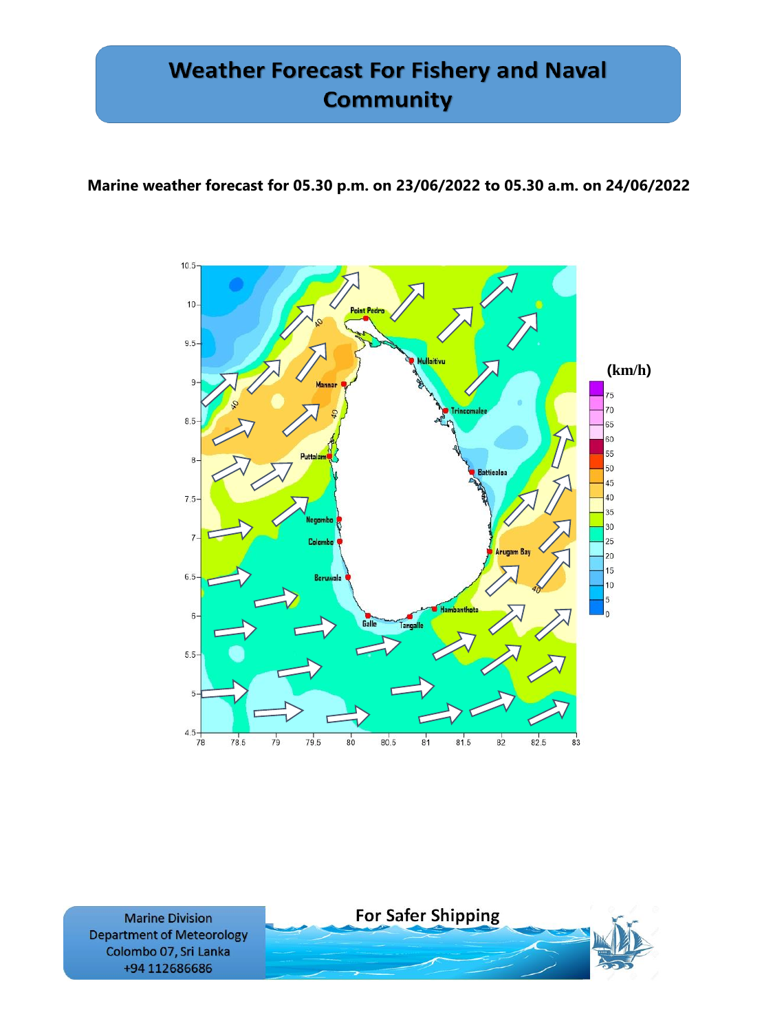# Weather Forecast For Fishery and Naval Community

**Marine weather forecast for 05.30 p.m. on 23/06/2022 to 05.30 a.m. on 24/06/2022**

Marine Division
Department of Meteorology
Colombo 07, Sri Lanka
+94 112686686

For Safer Shipping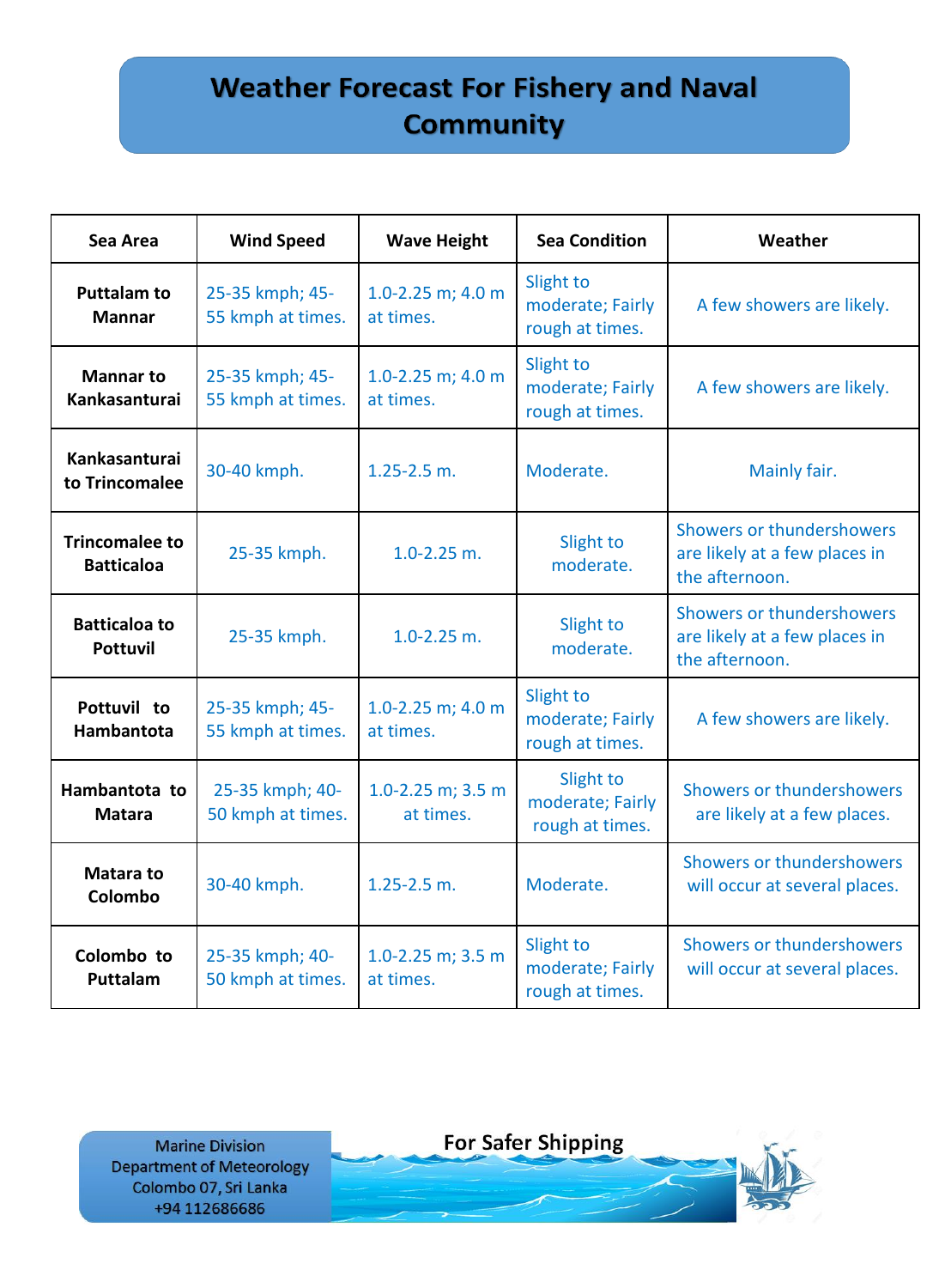# Weather Forecast For Fishery and Naval Community

| Sea Area | Wind Speed | Wave Height | Sea Condition | Weather |
|---|---|---|---|---|
| Puttalam to Mannar | 25-35 kmph; 45-55 kmph at times. | 1.0-2.25 m; 4.0 m at times. | Slight to moderate; Fairly rough at times. | A few showers are likely. |
| Mannar to Kankasanturai | 25-35 kmph; 45-55 kmph at times. | 1.0-2.25 m; 4.0 m at times. | Slight to moderate; Fairly rough at times. | A few showers are likely. |
| Kankasanturai to Trincomalee | 30-40 kmph. | 1.25-2.5 m. | Moderate. | Mainly fair. |
| Trincomalee to Batticaloa | 25-35 kmph. | 1.0-2.25 m. | Slight to moderate. | Showers or thundershowers are likely at a few places in the afternoon. |
| Batticaloa to Pottuvil | 25-35 kmph. | 1.0-2.25 m. | Slight to moderate. | Showers or thundershowers are likely at a few places in the afternoon. |
| Pottuvil to Hambantota | 25-35 kmph; 45-55 kmph at times. | 1.0-2.25 m; 4.0 m at times. | Slight to moderate; Fairly rough at times. | A few showers are likely. |
| Hambantota to Matara | 25-35 kmph; 40-50 kmph at times. | 1.0-2.25 m; 3.5 m at times. | Slight to moderate; Fairly rough at times. | Showers or thundershowers are likely at a few places. |
| Matara to Colombo | 30-40 kmph. | 1.25-2.5 m. | Moderate. | Showers or thundershowers will occur at several places. |
| Colombo to Puttalam | 25-35 kmph; 40-50 kmph at times. | 1.0-2.25 m; 3.5 m at times. | Slight to moderate; Fairly rough at times. | Showers or thundershowers will occur at several places. |

Marine Division
Department of Meteorology
Colombo 07, Sri Lanka
+94 112686686

For Safer Shipping